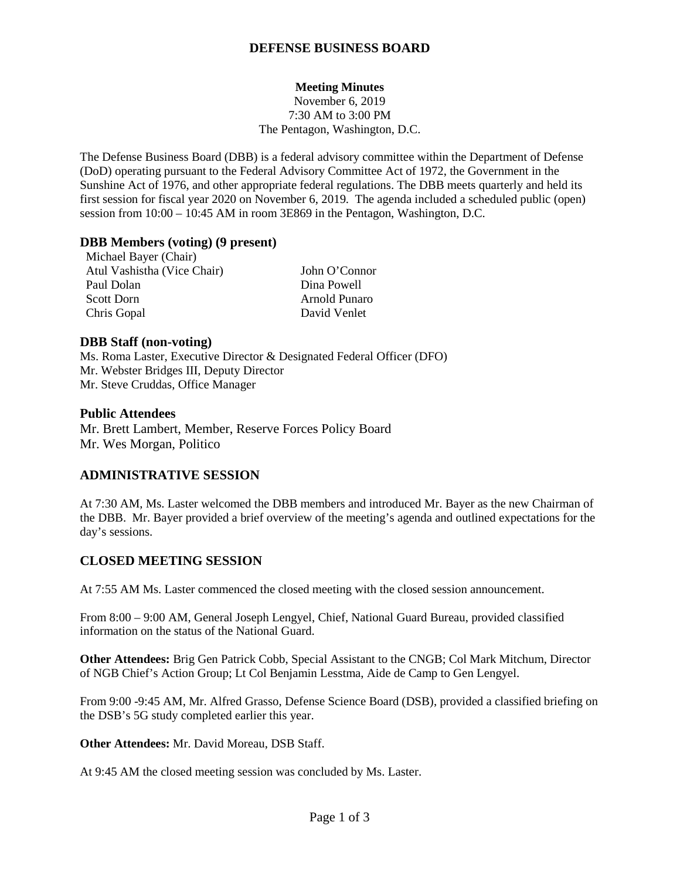# DEFENSE BUSINESS BOARD

**Meeting Minutes**
November 6, 2019
7:30 AM to 3:00 PM
The Pentagon, Washington, D.C.

The Defense Business Board (DBB) is a federal advisory committee within the Department of Defense (DoD) operating pursuant to the Federal Advisory Committee Act of 1972, the Government in the Sunshine Act of 1976, and other appropriate federal regulations. The DBB meets quarterly and held its first session for fiscal year 2020 on November 6, 2019. The agenda included a scheduled public (open) session from 10:00 – 10:45 AM in room 3E869 in the Pentagon, Washington, D.C.

### DBB Members (voting) (9 present)

Michael Bayer (Chair)
Atul Vashistha (Vice Chair)
Paul Dolan
Scott Dorn
Chris Gopal
John O'Connor
Dina Powell
Arnold Punaro
David Venlet

### DBB Staff (non-voting)

Ms. Roma Laster, Executive Director & Designated Federal Officer (DFO)
Mr. Webster Bridges III, Deputy Director
Mr. Steve Cruddas, Office Manager

### Public Attendees

Mr. Brett Lambert, Member, Reserve Forces Policy Board
Mr. Wes Morgan, Politico

## ADMINISTRATIVE SESSION

At 7:30 AM, Ms. Laster welcomed the DBB members and introduced Mr. Bayer as the new Chairman of the DBB. Mr. Bayer provided a brief overview of the meeting's agenda and outlined expectations for the day's sessions.

## CLOSED MEETING SESSION

At 7:55 AM Ms. Laster commenced the closed meeting with the closed session announcement.

From 8:00 – 9:00 AM, General Joseph Lengyel, Chief, National Guard Bureau, provided classified information on the status of the National Guard.

**Other Attendees:** Brig Gen Patrick Cobb, Special Assistant to the CNGB; Col Mark Mitchum, Director of NGB Chief's Action Group; Lt Col Benjamin Lesstma, Aide de Camp to Gen Lengyel.

From 9:00 -9:45 AM, Mr. Alfred Grasso, Defense Science Board (DSB), provided a classified briefing on the DSB's 5G study completed earlier this year.

**Other Attendees:** Mr. David Moreau, DSB Staff.

At 9:45 AM the closed meeting session was concluded by Ms. Laster.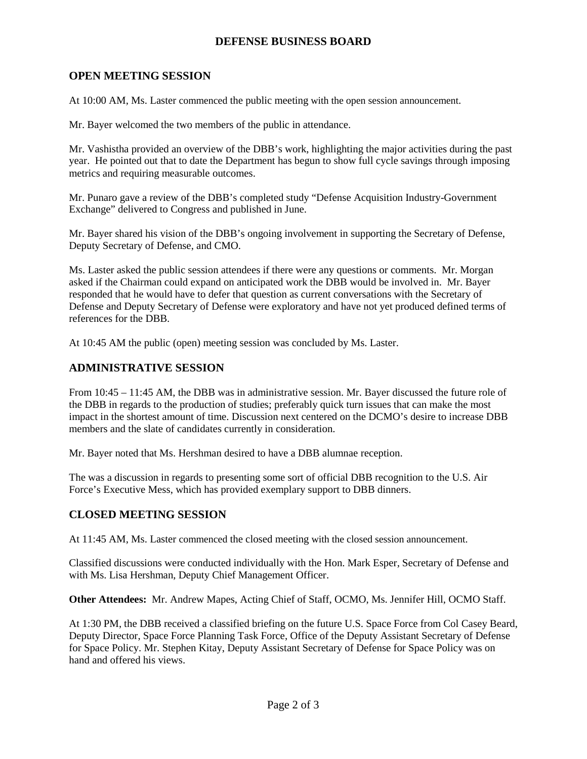# DEFENSE BUSINESS BOARD

## OPEN MEETING SESSION

At 10:00 AM, Ms. Laster commenced the public meeting with the open session announcement.

Mr. Bayer welcomed the two members of the public in attendance.

Mr. Vashistha provided an overview of the DBB's work, highlighting the major activities during the past year. He pointed out that to date the Department has begun to show full cycle savings through imposing metrics and requiring measurable outcomes.

Mr. Punaro gave a review of the DBB's completed study "Defense Acquisition Industry-Government Exchange" delivered to Congress and published in June.

Mr. Bayer shared his vision of the DBB's ongoing involvement in supporting the Secretary of Defense, Deputy Secretary of Defense, and CMO.

Ms. Laster asked the public session attendees if there were any questions or comments. Mr. Morgan asked if the Chairman could expand on anticipated work the DBB would be involved in. Mr. Bayer responded that he would have to defer that question as current conversations with the Secretary of Defense and Deputy Secretary of Defense were exploratory and have not yet produced defined terms of references for the DBB.

At 10:45 AM the public (open) meeting session was concluded by Ms. Laster.

## ADMINISTRATIVE SESSION

From 10:45 – 11:45 AM, the DBB was in administrative session. Mr. Bayer discussed the future role of the DBB in regards to the production of studies; preferably quick turn issues that can make the most impact in the shortest amount of time. Discussion next centered on the DCMO's desire to increase DBB members and the slate of candidates currently in consideration.

Mr. Bayer noted that Ms. Hershman desired to have a DBB alumnae reception.

The was a discussion in regards to presenting some sort of official DBB recognition to the U.S. Air Force's Executive Mess, which has provided exemplary support to DBB dinners.

## CLOSED MEETING SESSION

At 11:45 AM, Ms. Laster commenced the closed meeting with the closed session announcement.

Classified discussions were conducted individually with the Hon. Mark Esper, Secretary of Defense and with Ms. Lisa Hershman, Deputy Chief Management Officer.

**Other Attendees:** Mr. Andrew Mapes, Acting Chief of Staff, OCMO, Ms. Jennifer Hill, OCMO Staff.

At 1:30 PM, the DBB received a classified briefing on the future U.S. Space Force from Col Casey Beard, Deputy Director, Space Force Planning Task Force, Office of the Deputy Assistant Secretary of Defense for Space Policy. Mr. Stephen Kitay, Deputy Assistant Secretary of Defense for Space Policy was on hand and offered his views.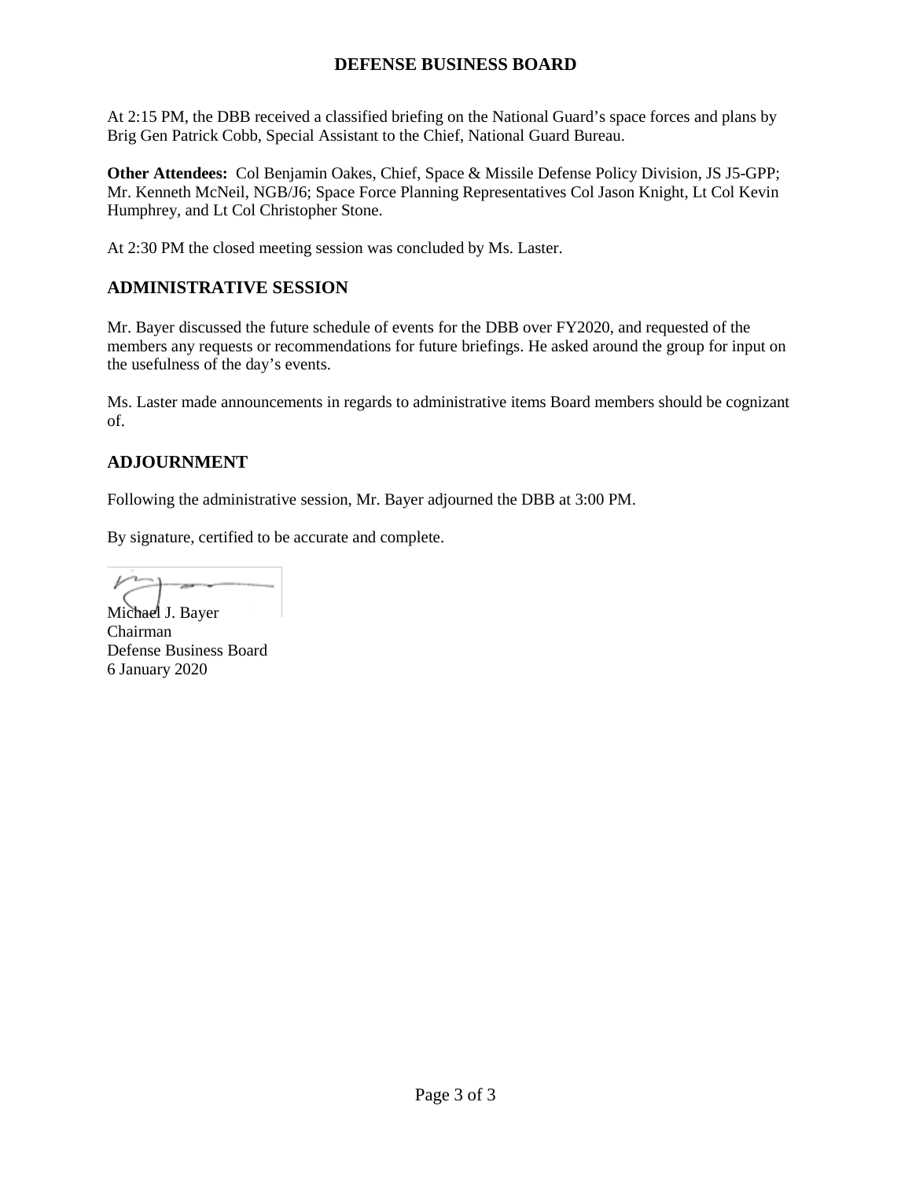At 2:15 PM, the DBB received a classified briefing on the National Guard's space forces and plans by Brig Gen Patrick Cobb, Special Assistant to the Chief, National Guard Bureau.

**Other Attendees:** Col Benjamin Oakes, Chief, Space & Missile Defense Policy Division, JS J5-GPP; Mr. Kenneth McNeil, NGB/J6; Space Force Planning Representatives Col Jason Knight, Lt Col Kevin Humphrey, and Lt Col Christopher Stone.

At 2:30 PM the closed meeting session was concluded by Ms. Laster.

## ADMINISTRATIVE SESSION

Mr. Bayer discussed the future schedule of events for the DBB over FY2020, and requested of the members any requests or recommendations for future briefings. He asked around the group for input on the usefulness of the day's events.

Ms. Laster made announcements in regards to administrative items Board members should be cognizant of.

## ADJOURNMENT

Following the administrative session, Mr. Bayer adjourned the DBB at 3:00 PM.

By signature, certified to be accurate and complete.

Michael J. Bayer
Chairman
Defense Business Board
6 January 2020